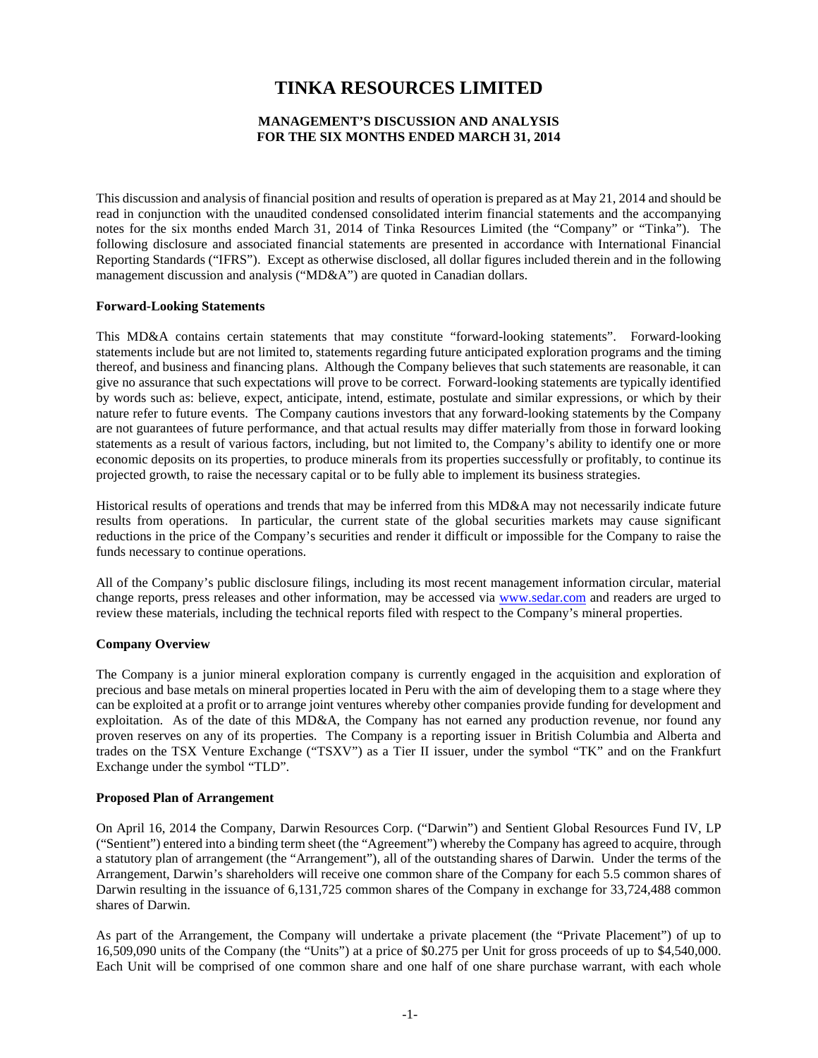# TINKA RESOURCES LIMITED

## MANAGEMENT'S DISCUSSION AND ANALYSIS
## FOR THE SIX MONTHS ENDED MARCH 31, 2014

This discussion and analysis of financial position and results of operation is prepared as at May 21, 2014 and should be read in conjunction with the unaudited condensed consolidated interim financial statements and the accompanying notes for the six months ended March 31, 2014 of Tinka Resources Limited (the "Company" or "Tinka"). The following disclosure and associated financial statements are presented in accordance with International Financial Reporting Standards ("IFRS"). Except as otherwise disclosed, all dollar figures included therein and in the following management discussion and analysis ("MD&A") are quoted in Canadian dollars.

**Forward-Looking Statements**

This MD&A contains certain statements that may constitute "forward-looking statements". Forward-looking statements include but are not limited to, statements regarding future anticipated exploration programs and the timing thereof, and business and financing plans. Although the Company believes that such statements are reasonable, it can give no assurance that such expectations will prove to be correct. Forward-looking statements are typically identified by words such as: believe, expect, anticipate, intend, estimate, postulate and similar expressions, or which by their nature refer to future events. The Company cautions investors that any forward-looking statements by the Company are not guarantees of future performance, and that actual results may differ materially from those in forward looking statements as a result of various factors, including, but not limited to, the Company's ability to identify one or more economic deposits on its properties, to produce minerals from its properties successfully or profitably, to continue its projected growth, to raise the necessary capital or to be fully able to implement its business strategies.

Historical results of operations and trends that may be inferred from this MD&A may not necessarily indicate future results from operations. In particular, the current state of the global securities markets may cause significant reductions in the price of the Company's securities and render it difficult or impossible for the Company to raise the funds necessary to continue operations.

All of the Company's public disclosure filings, including its most recent management information circular, material change reports, press releases and other information, may be accessed via www.sedar.com and readers are urged to review these materials, including the technical reports filed with respect to the Company's mineral properties.

**Company Overview**

The Company is a junior mineral exploration company is currently engaged in the acquisition and exploration of precious and base metals on mineral properties located in Peru with the aim of developing them to a stage where they can be exploited at a profit or to arrange joint ventures whereby other companies provide funding for development and exploitation. As of the date of this MD&A, the Company has not earned any production revenue, nor found any proven reserves on any of its properties. The Company is a reporting issuer in British Columbia and Alberta and trades on the TSX Venture Exchange ("TSXV") as a Tier II issuer, under the symbol "TK" and on the Frankfurt Exchange under the symbol "TLD".

**Proposed Plan of Arrangement**

On April 16, 2014 the Company, Darwin Resources Corp. ("Darwin") and Sentient Global Resources Fund IV, LP ("Sentient") entered into a binding term sheet (the "Agreement") whereby the Company has agreed to acquire, through a statutory plan of arrangement (the "Arrangement"), all of the outstanding shares of Darwin. Under the terms of the Arrangement, Darwin's shareholders will receive one common share of the Company for each 5.5 common shares of Darwin resulting in the issuance of 6,131,725 common shares of the Company in exchange for 33,724,488 common shares of Darwin.

As part of the Arrangement, the Company will undertake a private placement (the "Private Placement") of up to 16,509,090 units of the Company (the "Units") at a price of $0.275 per Unit for gross proceeds of up to $4,540,000. Each Unit will be comprised of one common share and one half of one share purchase warrant, with each whole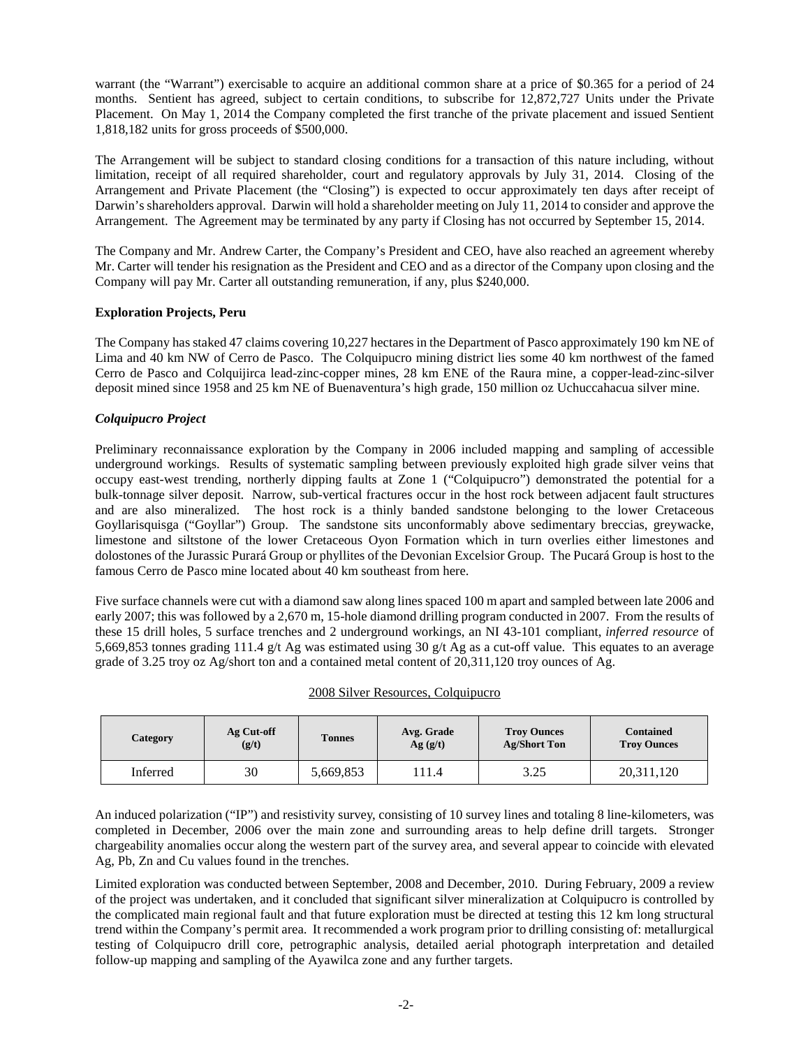warrant (the "Warrant") exercisable to acquire an additional common share at a price of $0.365 for a period of 24 months. Sentient has agreed, subject to certain conditions, to subscribe for 12,872,727 Units under the Private Placement. On May 1, 2014 the Company completed the first tranche of the private placement and issued Sentient 1,818,182 units for gross proceeds of $500,000.

The Arrangement will be subject to standard closing conditions for a transaction of this nature including, without limitation, receipt of all required shareholder, court and regulatory approvals by July 31, 2014. Closing of the Arrangement and Private Placement (the "Closing") is expected to occur approximately ten days after receipt of Darwin's shareholders approval. Darwin will hold a shareholder meeting on July 11, 2014 to consider and approve the Arrangement. The Agreement may be terminated by any party if Closing has not occurred by September 15, 2014.

The Company and Mr. Andrew Carter, the Company's President and CEO, have also reached an agreement whereby Mr. Carter will tender his resignation as the President and CEO and as a director of the Company upon closing and the Company will pay Mr. Carter all outstanding remuneration, if any, plus $240,000.

**Exploration Projects, Peru**

The Company has staked 47 claims covering 10,227 hectares in the Department of Pasco approximately 190 km NE of Lima and 40 km NW of Cerro de Pasco. The Colquipucro mining district lies some 40 km northwest of the famed Cerro de Pasco and Colquijirca lead-zinc-copper mines, 28 km ENE of the Raura mine, a copper-lead-zinc-silver deposit mined since 1958 and 25 km NE of Buenaventura's high grade, 150 million oz Uchuccahacua silver mine.

***Colquipucro Project***

Preliminary reconnaissance exploration by the Company in 2006 included mapping and sampling of accessible underground workings. Results of systematic sampling between previously exploited high grade silver veins that occupy east-west trending, northerly dipping faults at Zone 1 ("Colquipucro") demonstrated the potential for a bulk-tonnage silver deposit. Narrow, sub-vertical fractures occur in the host rock between adjacent fault structures and are also mineralized. The host rock is a thinly banded sandstone belonging to the lower Cretaceous Goyllarisquisga ("Goyllar") Group. The sandstone sits unconformably above sedimentary breccias, greywacke, limestone and siltstone of the lower Cretaceous Oyon Formation which in turn overlies either limestones and dolostones of the Jurassic Purará Group or phyllites of the Devonian Excelsior Group. The Pucará Group is host to the famous Cerro de Pasco mine located about 40 km southeast from here.

Five surface channels were cut with a diamond saw along lines spaced 100 m apart and sampled between late 2006 and early 2007; this was followed by a 2,670 m, 15-hole diamond drilling program conducted in 2007. From the results of these 15 drill holes, 5 surface trenches and 2 underground workings, an NI 43-101 compliant, *inferred resource* of 5,669,853 tonnes grading 111.4 g/t Ag was estimated using 30 g/t Ag as a cut-off value. This equates to an average grade of 3.25 troy oz Ag/short ton and a contained metal content of 20,311,120 troy ounces of Ag.

2008 Silver Resources, Colquipucro

| Category | Ag Cut-off (g/t) | Tonnes | Avg. Grade Ag (g/t) | Troy Ounces Ag/Short Ton | Contained Troy Ounces |
|---|---|---|---|---|---|
| Inferred | 30 | 5,669,853 | 111.4 | 3.25 | 20,311,120 |

An induced polarization ("IP") and resistivity survey, consisting of 10 survey lines and totaling 8 line-kilometers, was completed in December, 2006 over the main zone and surrounding areas to help define drill targets. Stronger chargeability anomalies occur along the western part of the survey area, and several appear to coincide with elevated Ag, Pb, Zn and Cu values found in the trenches.

Limited exploration was conducted between September, 2008 and December, 2010. During February, 2009 a review of the project was undertaken, and it concluded that significant silver mineralization at Colquipucro is controlled by the complicated main regional fault and that future exploration must be directed at testing this 12 km long structural trend within the Company's permit area. It recommended a work program prior to drilling consisting of: metallurgical testing of Colquipucro drill core, petrographic analysis, detailed aerial photograph interpretation and detailed follow-up mapping and sampling of the Ayawilca zone and any further targets.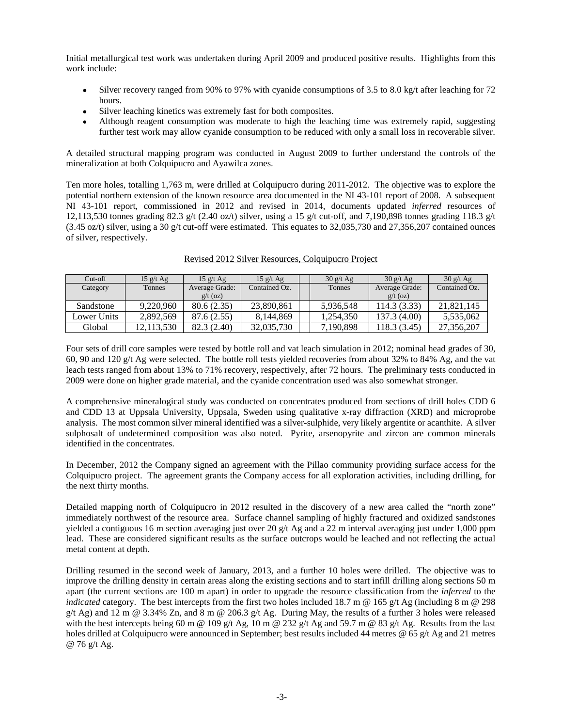Initial metallurgical test work was undertaken during April 2009 and produced positive results. Highlights from this work include:

- Silver recovery ranged from 90% to 97% with cyanide consumptions of 3.5 to 8.0 kg/t after leaching for 72 hours.
- Silver leaching kinetics was extremely fast for both composites.
- Although reagent consumption was moderate to high the leaching time was extremely rapid, suggesting further test work may allow cyanide consumption to be reduced with only a small loss in recoverable silver.

A detailed structural mapping program was conducted in August 2009 to further understand the controls of the mineralization at both Colquipucro and Ayawilca zones.

Ten more holes, totalling 1,763 m, were drilled at Colquipucro during 2011-2012. The objective was to explore the potential northern extension of the known resource area documented in the NI 43-101 report of 2008. A subsequent NI 43-101 report, commissioned in 2012 and revised in 2014, documents updated *inferred* resources of 12,113,530 tonnes grading 82.3 g/t (2.40 oz/t) silver, using a 15 g/t cut-off, and 7,190,898 tonnes grading 118.3 g/t (3.45 oz/t) silver, using a 30 g/t cut-off were estimated. This equates to 32,035,730 and 27,356,207 contained ounces of silver, respectively.

Revised 2012 Silver Resources, Colquipucro Project

| Cut-off | 15 g/t Ag | 15 g/t Ag | 15 g/t Ag | | 30 g/t Ag | 30 g/t Ag | 30 g/t Ag |
|---|---|---|---|---|---|---|---|
| Category | Tonnes | Average Grade: g/t (oz) | Contained Oz. | | Tonnes | Average Grade: g/t (oz) | Contained Oz. |
| Sandstone | 9,220,960 | 80.6 (2.35) | 23,890,861 | | 5,936,548 | 114.3 (3.33) | 21,821,145 |
| Lower Units | 2,892,569 | 87.6 (2.55) | 8,144,869 | | 1,254,350 | 137.3 (4.00) | 5,535,062 |
| Global | 12,113,530 | 82.3 (2.40) | 32,035,730 | | 7,190,898 | 118.3 (3.45) | 27,356,207 |

Four sets of drill core samples were tested by bottle roll and vat leach simulation in 2012; nominal head grades of 30, 60, 90 and 120 g/t Ag were selected. The bottle roll tests yielded recoveries from about 32% to 84% Ag, and the vat leach tests ranged from about 13% to 71% recovery, respectively, after 72 hours. The preliminary tests conducted in 2009 were done on higher grade material, and the cyanide concentration used was also somewhat stronger.

A comprehensive mineralogical study was conducted on concentrates produced from sections of drill holes CDD 6 and CDD 13 at Uppsala University, Uppsala, Sweden using qualitative x-ray diffraction (XRD) and microprobe analysis. The most common silver mineral identified was a silver-sulphide, very likely argentite or acanthite. A silver sulphosalt of undetermined composition was also noted. Pyrite, arsenopyrite and zircon are common minerals identified in the concentrates.

In December, 2012 the Company signed an agreement with the Pillao community providing surface access for the Colquipucro project. The agreement grants the Company access for all exploration activities, including drilling, for the next thirty months.

Detailed mapping north of Colquipucro in 2012 resulted in the discovery of a new area called the "north zone" immediately northwest of the resource area. Surface channel sampling of highly fractured and oxidized sandstones yielded a contiguous 16 m section averaging just over 20 g/t Ag and a 22 m interval averaging just under 1,000 ppm lead. These are considered significant results as the surface outcrops would be leached and not reflecting the actual metal content at depth.

Drilling resumed in the second week of January, 2013, and a further 10 holes were drilled. The objective was to improve the drilling density in certain areas along the existing sections and to start infill drilling along sections 50 m apart (the current sections are 100 m apart) in order to upgrade the resource classification from the *inferred* to the *indicated* category. The best intercepts from the first two holes included 18.7 m @ 165 g/t Ag (including 8 m @ 298 g/t Ag) and 12 m @ 3.34% Zn, and 8 m @ 206.3 g/t Ag. During May, the results of a further 3 holes were released with the best intercepts being 60 m @ 109 g/t Ag, 10 m @ 232 g/t Ag and 59.7 m @ 83 g/t Ag. Results from the last holes drilled at Colquipucro were announced in September; best results included 44 metres @ 65 g/t Ag and 21 metres @ 76 g/t Ag.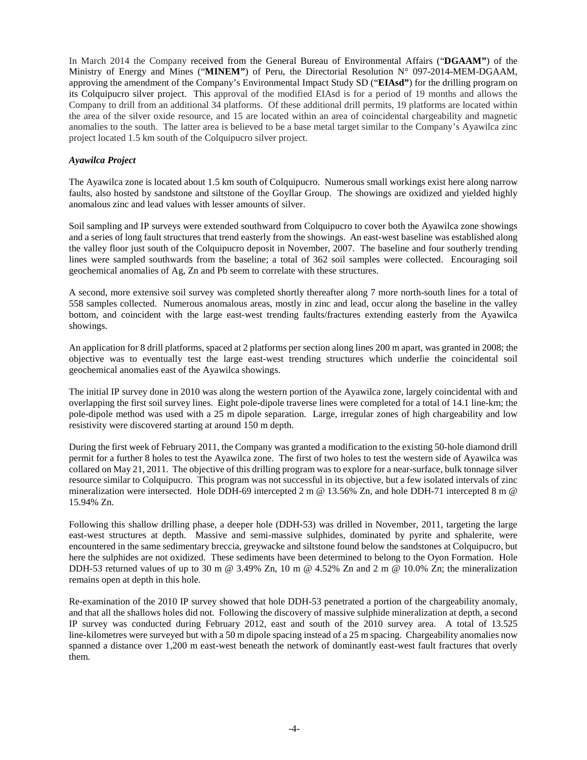In March 2014 the Company received from the General Bureau of Environmental Affairs ("**DGAAM"**) of the Ministry of Energy and Mines ("**MINEM"**) of Peru, the Directorial Resolution N° 097-2014-MEM-DGAAM, approving the amendment of the Company's Environmental Impact Study SD ("**EIAsd"**) for the drilling program on its Colquipucro silver project. This approval of the modified EIAsd is for a period of 19 months and allows the Company to drill from an additional 34 platforms. Of these additional drill permits, 19 platforms are located within the area of the silver oxide resource, and 15 are located within an area of coincidental chargeability and magnetic anomalies to the south. The latter area is believed to be a base metal target similar to the Company's Ayawilca zinc project located 1.5 km south of the Colquipucro silver project.

### *Ayawilca Project*

The Ayawilca zone is located about 1.5 km south of Colquipucro. Numerous small workings exist here along narrow faults, also hosted by sandstone and siltstone of the Goyllar Group. The showings are oxidized and yielded highly anomalous zinc and lead values with lesser amounts of silver.

Soil sampling and IP surveys were extended southward from Colquipucro to cover both the Ayawilca zone showings and a series of long fault structures that trend easterly from the showings. An east-west baseline was established along the valley floor just south of the Colquipucro deposit in November, 2007. The baseline and four southerly trending lines were sampled southwards from the baseline; a total of 362 soil samples were collected. Encouraging soil geochemical anomalies of Ag, Zn and Pb seem to correlate with these structures.

A second, more extensive soil survey was completed shortly thereafter along 7 more north-south lines for a total of 558 samples collected. Numerous anomalous areas, mostly in zinc and lead, occur along the baseline in the valley bottom, and coincident with the large east-west trending faults/fractures extending easterly from the Ayawilca showings.

An application for 8 drill platforms, spaced at 2 platforms per section along lines 200 m apart, was granted in 2008; the objective was to eventually test the large east-west trending structures which underlie the coincidental soil geochemical anomalies east of the Ayawilca showings.

The initial IP survey done in 2010 was along the western portion of the Ayawilca zone, largely coincidental with and overlapping the first soil survey lines. Eight pole-dipole traverse lines were completed for a total of 14.1 line-km; the pole-dipole method was used with a 25 m dipole separation. Large, irregular zones of high chargeability and low resistivity were discovered starting at around 150 m depth.

During the first week of February 2011, the Company was granted a modification to the existing 50-hole diamond drill permit for a further 8 holes to test the Ayawilca zone. The first of two holes to test the western side of Ayawilca was collared on May 21, 2011. The objective of this drilling program was to explore for a near-surface, bulk tonnage silver resource similar to Colquipucro. This program was not successful in its objective, but a few isolated intervals of zinc mineralization were intersected. Hole DDH-69 intercepted 2 m @ 13.56% Zn, and hole DDH-71 intercepted 8 m @ 15.94% Zn.

Following this shallow drilling phase, a deeper hole (DDH-53) was drilled in November, 2011, targeting the large east-west structures at depth. Massive and semi-massive sulphides, dominated by pyrite and sphalerite, were encountered in the same sedimentary breccia, greywacke and siltstone found below the sandstones at Colquipucro, but here the sulphides are not oxidized. These sediments have been determined to belong to the Oyon Formation. Hole DDH-53 returned values of up to 30 m @ 3.49% Zn, 10 m @ 4.52% Zn and 2 m @ 10.0% Zn; the mineralization remains open at depth in this hole.

Re-examination of the 2010 IP survey showed that hole DDH-53 penetrated a portion of the chargeability anomaly, and that all the shallows holes did not. Following the discovery of massive sulphide mineralization at depth, a second IP survey was conducted during February 2012, east and south of the 2010 survey area. A total of 13.525 line-kilometres were surveyed but with a 50 m dipole spacing instead of a 25 m spacing. Chargeability anomalies now spanned a distance over 1,200 m east-west beneath the network of dominantly east-west fault fractures that overly them.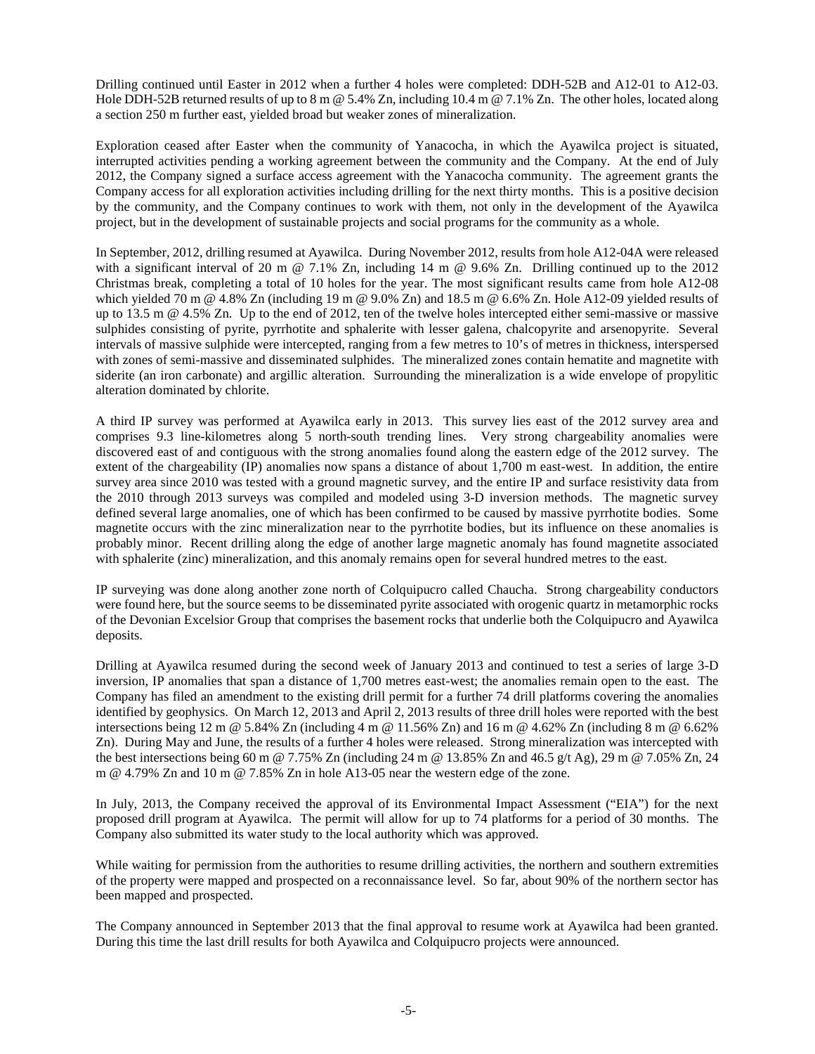Drilling continued until Easter in 2012 when a further 4 holes were completed: DDH-52B and A12-01 to A12-03. Hole DDH-52B returned results of up to 8 m @ 5.4% Zn, including 10.4 m @ 7.1% Zn. The other holes, located along a section 250 m further east, yielded broad but weaker zones of mineralization.

Exploration ceased after Easter when the community of Yanacocha, in which the Ayawilca project is situated, interrupted activities pending a working agreement between the community and the Company. At the end of July 2012, the Company signed a surface access agreement with the Yanacocha community. The agreement grants the Company access for all exploration activities including drilling for the next thirty months. This is a positive decision by the community, and the Company continues to work with them, not only in the development of the Ayawilca project, but in the development of sustainable projects and social programs for the community as a whole.

In September, 2012, drilling resumed at Ayawilca. During November 2012, results from hole A12-04A were released with a significant interval of 20 m @ 7.1% Zn, including 14 m @ 9.6% Zn. Drilling continued up to the 2012 Christmas break, completing a total of 10 holes for the year. The most significant results came from hole A12-08 which yielded 70 m @ 4.8% Zn (including 19 m @ 9.0% Zn) and 18.5 m @ 6.6% Zn. Hole A12-09 yielded results of up to 13.5 m @ 4.5% Zn. Up to the end of 2012, ten of the twelve holes intercepted either semi-massive or massive sulphides consisting of pyrite, pyrrhotite and sphalerite with lesser galena, chalcopyrite and arsenopyrite. Several intervals of massive sulphide were intercepted, ranging from a few metres to 10's of metres in thickness, interspersed with zones of semi-massive and disseminated sulphides. The mineralized zones contain hematite and magnetite with siderite (an iron carbonate) and argillic alteration. Surrounding the mineralization is a wide envelope of propylitic alteration dominated by chlorite.

A third IP survey was performed at Ayawilca early in 2013. This survey lies east of the 2012 survey area and comprises 9.3 line-kilometres along 5 north-south trending lines. Very strong chargeability anomalies were discovered east of and contiguous with the strong anomalies found along the eastern edge of the 2012 survey. The extent of the chargeability (IP) anomalies now spans a distance of about 1,700 m east-west. In addition, the entire survey area since 2010 was tested with a ground magnetic survey, and the entire IP and surface resistivity data from the 2010 through 2013 surveys was compiled and modeled using 3-D inversion methods. The magnetic survey defined several large anomalies, one of which has been confirmed to be caused by massive pyrrhotite bodies. Some magnetite occurs with the zinc mineralization near to the pyrrhotite bodies, but its influence on these anomalies is probably minor. Recent drilling along the edge of another large magnetic anomaly has found magnetite associated with sphalerite (zinc) mineralization, and this anomaly remains open for several hundred metres to the east.

IP surveying was done along another zone north of Colquipucro called Chaucha. Strong chargeability conductors were found here, but the source seems to be disseminated pyrite associated with orogenic quartz in metamorphic rocks of the Devonian Excelsior Group that comprises the basement rocks that underlie both the Colquipucro and Ayawilca deposits.

Drilling at Ayawilca resumed during the second week of January 2013 and continued to test a series of large 3-D inversion, IP anomalies that span a distance of 1,700 metres east-west; the anomalies remain open to the east. The Company has filed an amendment to the existing drill permit for a further 74 drill platforms covering the anomalies identified by geophysics. On March 12, 2013 and April 2, 2013 results of three drill holes were reported with the best intersections being 12 m @ 5.84% Zn (including 4 m @ 11.56% Zn) and 16 m @ 4.62% Zn (including 8 m @ 6.62% Zn). During May and June, the results of a further 4 holes were released. Strong mineralization was intercepted with the best intersections being 60 m @ 7.75% Zn (including 24 m @ 13.85% Zn and 46.5 g/t Ag), 29 m @ 7.05% Zn, 24 m @ 4.79% Zn and 10 m @ 7.85% Zn in hole A13-05 near the western edge of the zone.

In July, 2013, the Company received the approval of its Environmental Impact Assessment ("EIA") for the next proposed drill program at Ayawilca. The permit will allow for up to 74 platforms for a period of 30 months. The Company also submitted its water study to the local authority which was approved.

While waiting for permission from the authorities to resume drilling activities, the northern and southern extremities of the property were mapped and prospected on a reconnaissance level. So far, about 90% of the northern sector has been mapped and prospected.

The Company announced in September 2013 that the final approval to resume work at Ayawilca had been granted. During this time the last drill results for both Ayawilca and Colquipucro projects were announced.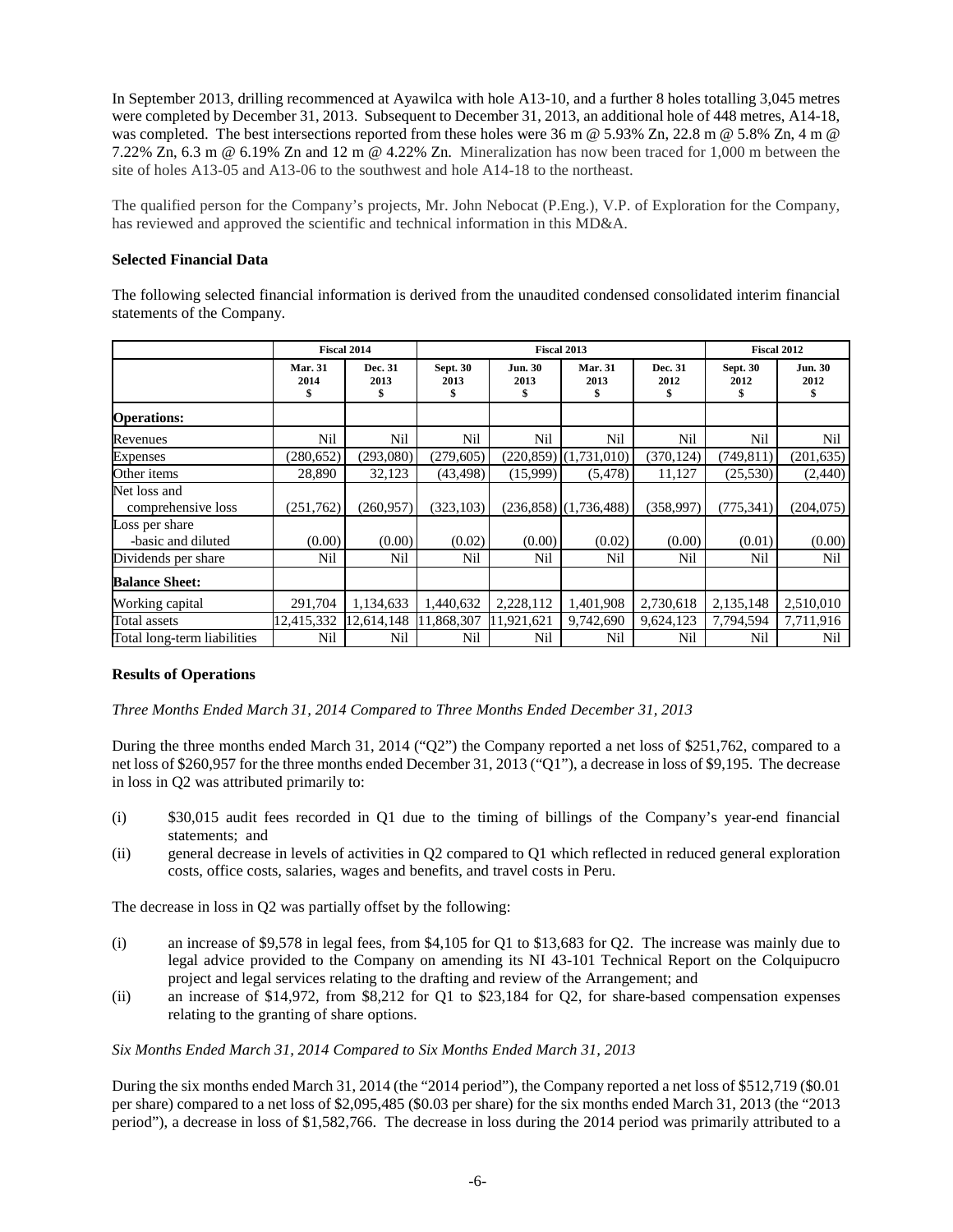In September 2013, drilling recommenced at Ayawilca with hole A13-10, and a further 8 holes totalling 3,045 metres were completed by December 31, 2013. Subsequent to December 31, 2013, an additional hole of 448 metres, A14-18, was completed. The best intersections reported from these holes were 36 m @ 5.93% Zn, 22.8 m @ 5.8% Zn, 4 m @ 7.22% Zn, 6.3 m @ 6.19% Zn and 12 m @ 4.22% Zn. Mineralization has now been traced for 1,000 m between the site of holes A13-05 and A13-06 to the southwest and hole A14-18 to the northeast.

The qualified person for the Company's projects, Mr. John Nebocat (P.Eng.), V.P. of Exploration for the Company, has reviewed and approved the scientific and technical information in this MD&A.

**Selected Financial Data**

The following selected financial information is derived from the unaudited condensed consolidated interim financial statements of the Company.

| | Fiscal 2014 | | Fiscal 2013 | | | | Fiscal 2012 | |
|---|---|---|---|---|---|---|---|---|
| | Mar. 31 2014 $ | Dec. 31 2013 $ | Sept. 30 2013 $ | Jun. 30 2013 $ | Mar. 31 2013 $ | Dec. 31 2012 $ | Sept. 30 2012 $ | Jun. 30 2012 $ |
| **Operations:** | | | | | | | | |
| Revenues | Nil | Nil | Nil | Nil | Nil | Nil | Nil | Nil |
| Expenses | (280,652) | (293,080) | (279,605) | (220,859) | (1,731,010) | (370,124) | (749,811) | (201,635) |
| Other items | 28,890 | 32,123 | (43,498) | (15,999) | (5,478) | 11,127 | (25,530) | (2,440) |
| Net loss and comprehensive loss | (251,762) | (260,957) | (323,103) | (236,858) | (1,736,488) | (358,997) | (775,341) | (204,075) |
| Loss per share -basic and diluted | (0.00) | (0.00) | (0.02) | (0.00) | (0.02) | (0.00) | (0.01) | (0.00) |
| Dividends per share | Nil | Nil | Nil | Nil | Nil | Nil | Nil | Nil |
| **Balance Sheet:** | | | | | | | | |
| Working capital | 291,704 | 1,134,633 | 1,440,632 | 2,228,112 | 1,401,908 | 2,730,618 | 2,135,148 | 2,510,010 |
| Total assets | 12,415,332 | 12,614,148 | 11,868,307 | 11,921,621 | 9,742,690 | 9,624,123 | 7,794,594 | 7,711,916 |
| Total long-term liabilities | Nil | Nil | Nil | Nil | Nil | Nil | Nil | Nil |

**Results of Operations**

*Three Months Ended March 31, 2014 Compared to Three Months Ended December 31, 2013*

During the three months ended March 31, 2014 ("Q2") the Company reported a net loss of $251,762, compared to a net loss of $260,957 for the three months ended December 31, 2013 ("Q1"), a decrease in loss of $9,195. The decrease in loss in Q2 was attributed primarily to:

(i) $30,015 audit fees recorded in Q1 due to the timing of billings of the Company's year-end financial statements; and
(ii) general decrease in levels of activities in Q2 compared to Q1 which reflected in reduced general exploration costs, office costs, salaries, wages and benefits, and travel costs in Peru.

The decrease in loss in Q2 was partially offset by the following:

(i) an increase of $9,578 in legal fees, from $4,105 for Q1 to $13,683 for Q2. The increase was mainly due to legal advice provided to the Company on amending its NI 43-101 Technical Report on the Colquipucro project and legal services relating to the drafting and review of the Arrangement; and
(ii) an increase of $14,972, from $8,212 for Q1 to $23,184 for Q2, for share-based compensation expenses relating to the granting of share options.

*Six Months Ended March 31, 2014 Compared to Six Months Ended March 31, 2013*

During the six months ended March 31, 2014 (the "2014 period"), the Company reported a net loss of $512,719 ($0.01 per share) compared to a net loss of $2,095,485 ($0.03 per share) for the six months ended March 31, 2013 (the "2013 period"), a decrease in loss of $1,582,766. The decrease in loss during the 2014 period was primarily attributed to a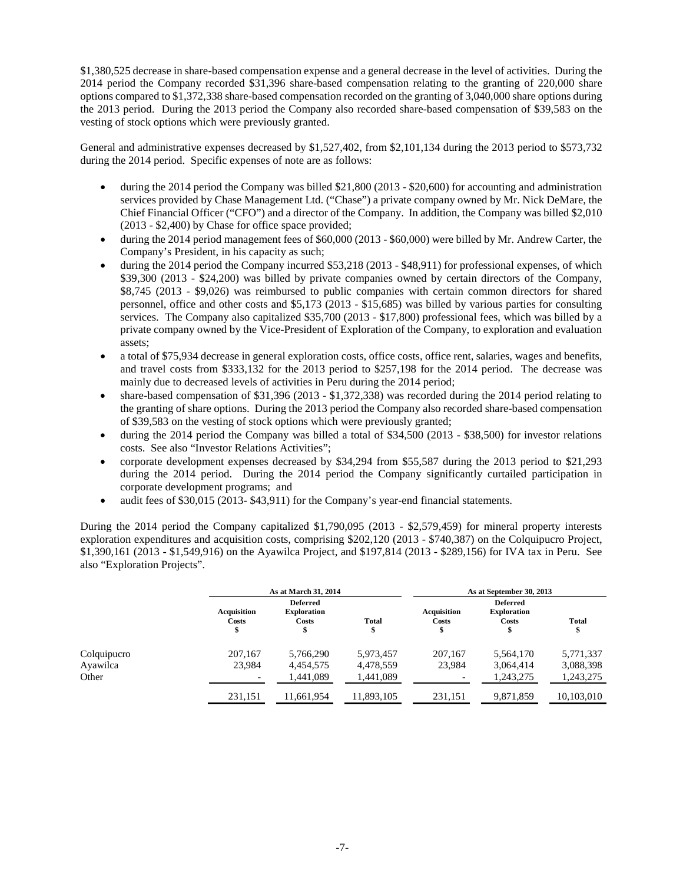$1,380,525 decrease in share-based compensation expense and a general decrease in the level of activities. During the 2014 period the Company recorded $31,396 share-based compensation relating to the granting of 220,000 share options compared to $1,372,338 share-based compensation recorded on the granting of 3,040,000 share options during the 2013 period. During the 2013 period the Company also recorded share-based compensation of $39,583 on the vesting of stock options which were previously granted.

General and administrative expenses decreased by $1,527,402, from $2,101,134 during the 2013 period to $573,732 during the 2014 period. Specific expenses of note are as follows:

- during the 2014 period the Company was billed $21,800 (2013 - $20,600) for accounting and administration services provided by Chase Management Ltd. ("Chase") a private company owned by Mr. Nick DeMare, the Chief Financial Officer ("CFO") and a director of the Company. In addition, the Company was billed $2,010 (2013 - $2,400) by Chase for office space provided;
- during the 2014 period management fees of $60,000 (2013 - $60,000) were billed by Mr. Andrew Carter, the Company's President, in his capacity as such;
- during the 2014 period the Company incurred $53,218 (2013 - $48,911) for professional expenses, of which $39,300 (2013 - $24,200) was billed by private companies owned by certain directors of the Company, $8,745 (2013 - $9,026) was reimbursed to public companies with certain common directors for shared personnel, office and other costs and $5,173 (2013 - $15,685) was billed by various parties for consulting services. The Company also capitalized $35,700 (2013 - $17,800) professional fees, which was billed by a private company owned by the Vice-President of Exploration of the Company, to exploration and evaluation assets;
- a total of $75,934 decrease in general exploration costs, office costs, office rent, salaries, wages and benefits, and travel costs from $333,132 for the 2013 period to $257,198 for the 2014 period. The decrease was mainly due to decreased levels of activities in Peru during the 2014 period;
- share-based compensation of $31,396 (2013 - $1,372,338) was recorded during the 2014 period relating to the granting of share options. During the 2013 period the Company also recorded share-based compensation of $39,583 on the vesting of stock options which were previously granted;
- during the 2014 period the Company was billed a total of $34,500 (2013 - $38,500) for investor relations costs. See also "Investor Relations Activities";
- corporate development expenses decreased by $34,294 from $55,587 during the 2013 period to $21,293 during the 2014 period. During the 2014 period the Company significantly curtailed participation in corporate development programs; and
- audit fees of $30,015 (2013- $43,911) for the Company's year-end financial statements.

During the 2014 period the Company capitalized $1,790,095 (2013 - $2,579,459) for mineral property interests exploration expenditures and acquisition costs, comprising $202,120 (2013 - $740,387) on the Colquipucro Project, $1,390,161 (2013 - $1,549,916) on the Ayawilca Project, and $197,814 (2013 - $289,156) for IVA tax in Peru. See also "Exploration Projects".

| | As at March 31, 2014 | | | As at September 30, 2013 | | |
|---|---|---|---|---|---|---|
| | Acquisition Costs $ | Deferred Exploration Costs $ | Total $ | Acquisition Costs $ | Deferred Exploration Costs $ | Total $ |
| Colquipucro | 207,167 | 5,766,290 | 5,973,457 | 207,167 | 5,564,170 | 5,771,337 |
| Ayawilca | 23,984 | 4,454,575 | 4,478,559 | 23,984 | 3,064,414 | 3,088,398 |
| Other | - | 1,441,089 | 1,441,089 | - | 1,243,275 | 1,243,275 |
| | 231,151 | 11,661,954 | 11,893,105 | 231,151 | 9,871,859 | 10,103,010 |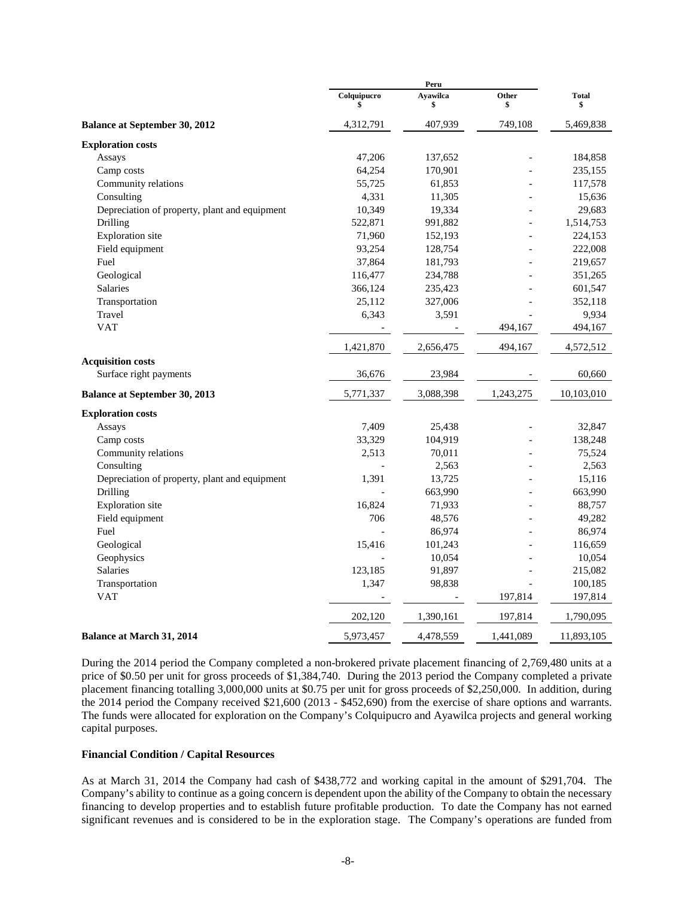| | Peru | | | |
|---|---|---|---|---|
| | Colquipucro<br>$ | Ayawilca<br>$ | Other<br>$ | Total<br>$ |
| **Balance at September 30, 2012** | 4,312,791 | 407,939 | 749,108 | 5,469,838 |
| **Exploration costs** | | | | |
| Assays | 47,206 | 137,652 | - | 184,858 |
| Camp costs | 64,254 | 170,901 | - | 235,155 |
| Community relations | 55,725 | 61,853 | - | 117,578 |
| Consulting | 4,331 | 11,305 | - | 15,636 |
| Depreciation of property, plant and equipment | 10,349 | 19,334 | - | 29,683 |
| Drilling | 522,871 | 991,882 | - | 1,514,753 |
| Exploration site | 71,960 | 152,193 | - | 224,153 |
| Field equipment | 93,254 | 128,754 | - | 222,008 |
| Fuel | 37,864 | 181,793 | - | 219,657 |
| Geological | 116,477 | 234,788 | - | 351,265 |
| Salaries | 366,124 | 235,423 | - | 601,547 |
| Transportation | 25,112 | 327,006 | - | 352,118 |
| Travel | 6,343 | 3,591 | - | 9,934 |
| VAT | - | - | 494,167 | 494,167 |
| | 1,421,870 | 2,656,475 | 494,167 | 4,572,512 |
| **Acquisition costs** | | | | |
| Surface right payments | 36,676 | 23,984 | - | 60,660 |
| **Balance at September 30, 2013** | 5,771,337 | 3,088,398 | 1,243,275 | 10,103,010 |
| **Exploration costs** | | | | |
| Assays | 7,409 | 25,438 | - | 32,847 |
| Camp costs | 33,329 | 104,919 | - | 138,248 |
| Community relations | 2,513 | 70,011 | - | 75,524 |
| Consulting | - | 2,563 | - | 2,563 |
| Depreciation of property, plant and equipment | 1,391 | 13,725 | - | 15,116 |
| Drilling | - | 663,990 | - | 663,990 |
| Exploration site | 16,824 | 71,933 | - | 88,757 |
| Field equipment | 706 | 48,576 | - | 49,282 |
| Fuel | - | 86,974 | - | 86,974 |
| Geological | 15,416 | 101,243 | - | 116,659 |
| Geophysics | - | 10,054 | - | 10,054 |
| Salaries | 123,185 | 91,897 | - | 215,082 |
| Transportation | 1,347 | 98,838 | - | 100,185 |
| VAT | - | - | 197,814 | 197,814 |
| | 202,120 | 1,390,161 | 197,814 | 1,790,095 |
| **Balance at March 31, 2014** | 5,973,457 | 4,478,559 | 1,441,089 | 11,893,105 |

During the 2014 period the Company completed a non-brokered private placement financing of 2,769,480 units at a price of $0.50 per unit for gross proceeds of $1,384,740. During the 2013 period the Company completed a private placement financing totalling 3,000,000 units at $0.75 per unit for gross proceeds of $2,250,000. In addition, during the 2014 period the Company received $21,600 (2013 - $452,690) from the exercise of share options and warrants. The funds were allocated for exploration on the Company's Colquipucro and Ayawilca projects and general working capital purposes.

### Financial Condition / Capital Resources

As at March 31, 2014 the Company had cash of $438,772 and working capital in the amount of $291,704. The Company's ability to continue as a going concern is dependent upon the ability of the Company to obtain the necessary financing to develop properties and to establish future profitable production. To date the Company has not earned significant revenues and is considered to be in the exploration stage. The Company's operations are funded from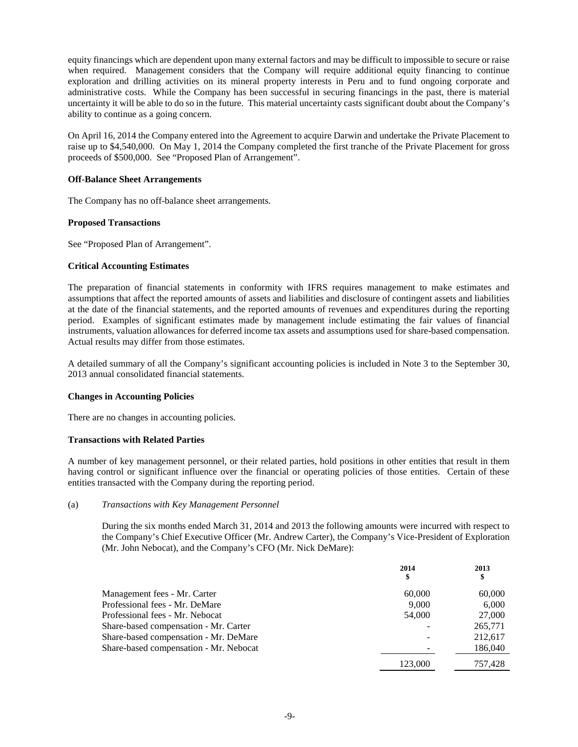equity financings which are dependent upon many external factors and may be difficult to impossible to secure or raise when required. Management considers that the Company will require additional equity financing to continue exploration and drilling activities on its mineral property interests in Peru and to fund ongoing corporate and administrative costs. While the Company has been successful in securing financings in the past, there is material uncertainty it will be able to do so in the future. This material uncertainty casts significant doubt about the Company's ability to continue as a going concern.

On April 16, 2014 the Company entered into the Agreement to acquire Darwin and undertake the Private Placement to raise up to $4,540,000. On May 1, 2014 the Company completed the first tranche of the Private Placement for gross proceeds of $500,000. See "Proposed Plan of Arrangement".

**Off-Balance Sheet Arrangements**

The Company has no off-balance sheet arrangements.

**Proposed Transactions**

See "Proposed Plan of Arrangement".

**Critical Accounting Estimates**

The preparation of financial statements in conformity with IFRS requires management to make estimates and assumptions that affect the reported amounts of assets and liabilities and disclosure of contingent assets and liabilities at the date of the financial statements, and the reported amounts of revenues and expenditures during the reporting period. Examples of significant estimates made by management include estimating the fair values of financial instruments, valuation allowances for deferred income tax assets and assumptions used for share-based compensation. Actual results may differ from those estimates.

A detailed summary of all the Company's significant accounting policies is included in Note 3 to the September 30, 2013 annual consolidated financial statements.

**Changes in Accounting Policies**

There are no changes in accounting policies.

**Transactions with Related Parties**

A number of key management personnel, or their related parties, hold positions in other entities that result in them having control or significant influence over the financial or operating policies of those entities. Certain of these entities transacted with the Company during the reporting period.

(a) *Transactions with Key Management Personnel*

During the six months ended March 31, 2014 and 2013 the following amounts were incurred with respect to the Company's Chief Executive Officer (Mr. Andrew Carter), the Company's Vice-President of Exploration (Mr. John Nebocat), and the Company's CFO (Mr. Nick DeMare):

| | 2014<br>$ | 2013<br>$ |
|---|---|---|
| Management fees - Mr. Carter | 60,000 | 60,000 |
| Professional fees - Mr. DeMare | 9,000 | 6,000 |
| Professional fees - Mr. Nebocat | 54,000 | 27,000 |
| Share-based compensation - Mr. Carter | - | 265,771 |
| Share-based compensation - Mr. DeMare | - | 212,617 |
| Share-based compensation - Mr. Nebocat | - | 186,040 |
| | 123,000 | 757,428 |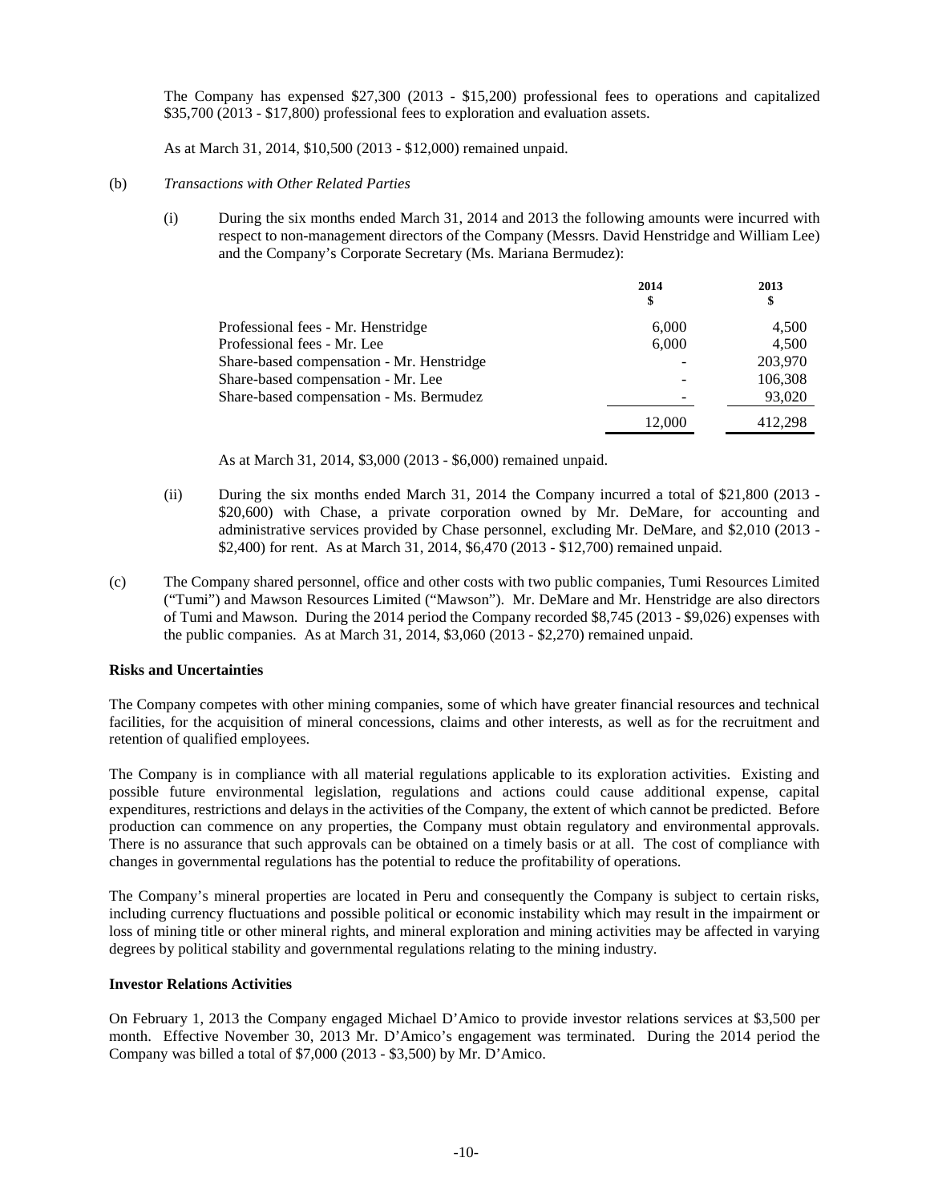The Company has expensed $27,300 (2013 - $15,200) professional fees to operations and capitalized $35,700 (2013 - $17,800) professional fees to exploration and evaluation assets.

As at March 31, 2014, $10,500 (2013 - $12,000) remained unpaid.

(b) *Transactions with Other Related Parties*

(i) During the six months ended March 31, 2014 and 2013 the following amounts were incurred with respect to non-management directors of the Company (Messrs. David Henstridge and William Lee) and the Company's Corporate Secretary (Ms. Mariana Bermudez):

| | 2014<br>$ | 2013<br>$ |
|---|---|---|
| Professional fees - Mr. Henstridge | 6,000 | 4,500 |
| Professional fees - Mr. Lee | 6,000 | 4,500 |
| Share-based compensation - Mr. Henstridge | - | 203,970 |
| Share-based compensation - Mr. Lee | - | 106,308 |
| Share-based compensation - Ms. Bermudez | - | 93,020 |
| | 12,000 | 412,298 |

As at March 31, 2014, $3,000 (2013 - $6,000) remained unpaid.

(ii) During the six months ended March 31, 2014 the Company incurred a total of $21,800 (2013 - $20,600) with Chase, a private corporation owned by Mr. DeMare, for accounting and administrative services provided by Chase personnel, excluding Mr. DeMare, and $2,010 (2013 - $2,400) for rent. As at March 31, 2014, $6,470 (2013 - $12,700) remained unpaid.

(c) The Company shared personnel, office and other costs with two public companies, Tumi Resources Limited ("Tumi") and Mawson Resources Limited ("Mawson"). Mr. DeMare and Mr. Henstridge are also directors of Tumi and Mawson. During the 2014 period the Company recorded $8,745 (2013 - $9,026) expenses with the public companies. As at March 31, 2014, $3,060 (2013 - $2,270) remained unpaid.

**Risks and Uncertainties**

The Company competes with other mining companies, some of which have greater financial resources and technical facilities, for the acquisition of mineral concessions, claims and other interests, as well as for the recruitment and retention of qualified employees.

The Company is in compliance with all material regulations applicable to its exploration activities. Existing and possible future environmental legislation, regulations and actions could cause additional expense, capital expenditures, restrictions and delays in the activities of the Company, the extent of which cannot be predicted. Before production can commence on any properties, the Company must obtain regulatory and environmental approvals. There is no assurance that such approvals can be obtained on a timely basis or at all. The cost of compliance with changes in governmental regulations has the potential to reduce the profitability of operations.

The Company's mineral properties are located in Peru and consequently the Company is subject to certain risks, including currency fluctuations and possible political or economic instability which may result in the impairment or loss of mining title or other mineral rights, and mineral exploration and mining activities may be affected in varying degrees by political stability and governmental regulations relating to the mining industry.

**Investor Relations Activities**

On February 1, 2013 the Company engaged Michael D'Amico to provide investor relations services at $3,500 per month. Effective November 30, 2013 Mr. D'Amico's engagement was terminated. During the 2014 period the Company was billed a total of $7,000 (2013 - $3,500) by Mr. D'Amico.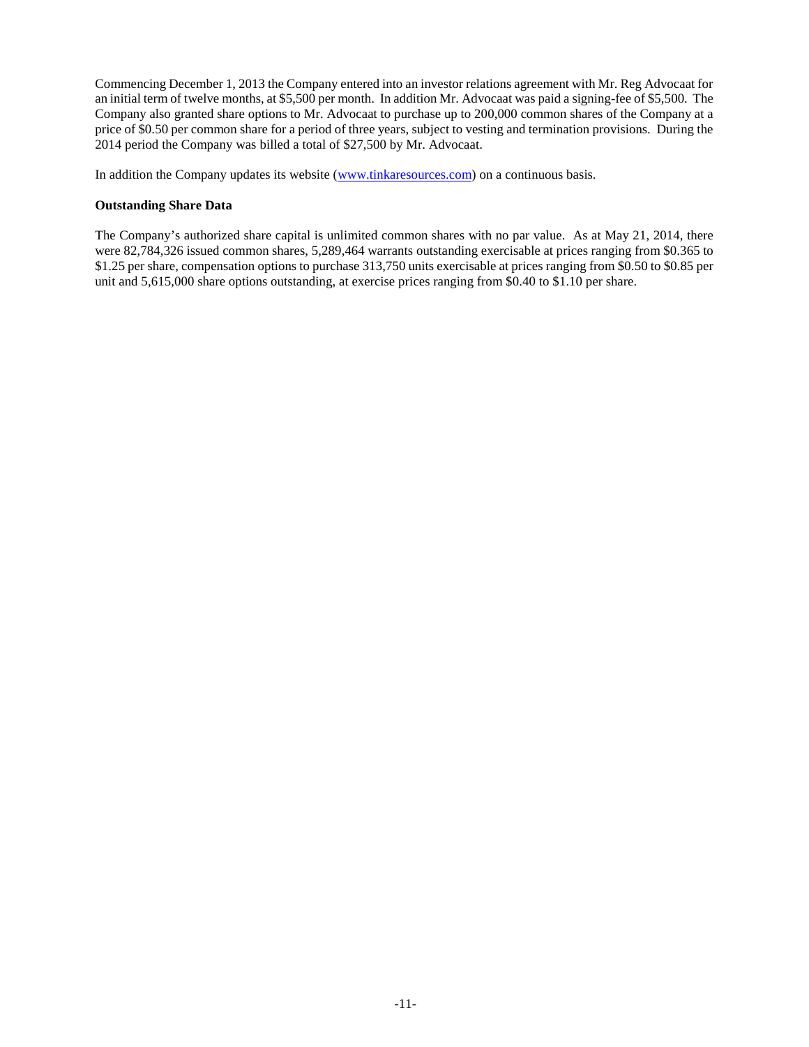Commencing December 1, 2013 the Company entered into an investor relations agreement with Mr. Reg Advocaat for an initial term of twelve months, at $5,500 per month. In addition Mr. Advocaat was paid a signing-fee of $5,500. The Company also granted share options to Mr. Advocaat to purchase up to 200,000 common shares of the Company at a price of $0.50 per common share for a period of three years, subject to vesting and termination provisions. During the 2014 period the Company was billed a total of $27,500 by Mr. Advocaat.

In addition the Company updates its website (www.tinkaresources.com) on a continuous basis.

**Outstanding Share Data**

The Company's authorized share capital is unlimited common shares with no par value. As at May 21, 2014, there were 82,784,326 issued common shares, 5,289,464 warrants outstanding exercisable at prices ranging from $0.365 to $1.25 per share, compensation options to purchase 313,750 units exercisable at prices ranging from $0.50 to $0.85 per unit and 5,615,000 share options outstanding, at exercise prices ranging from $0.40 to $1.10 per share.